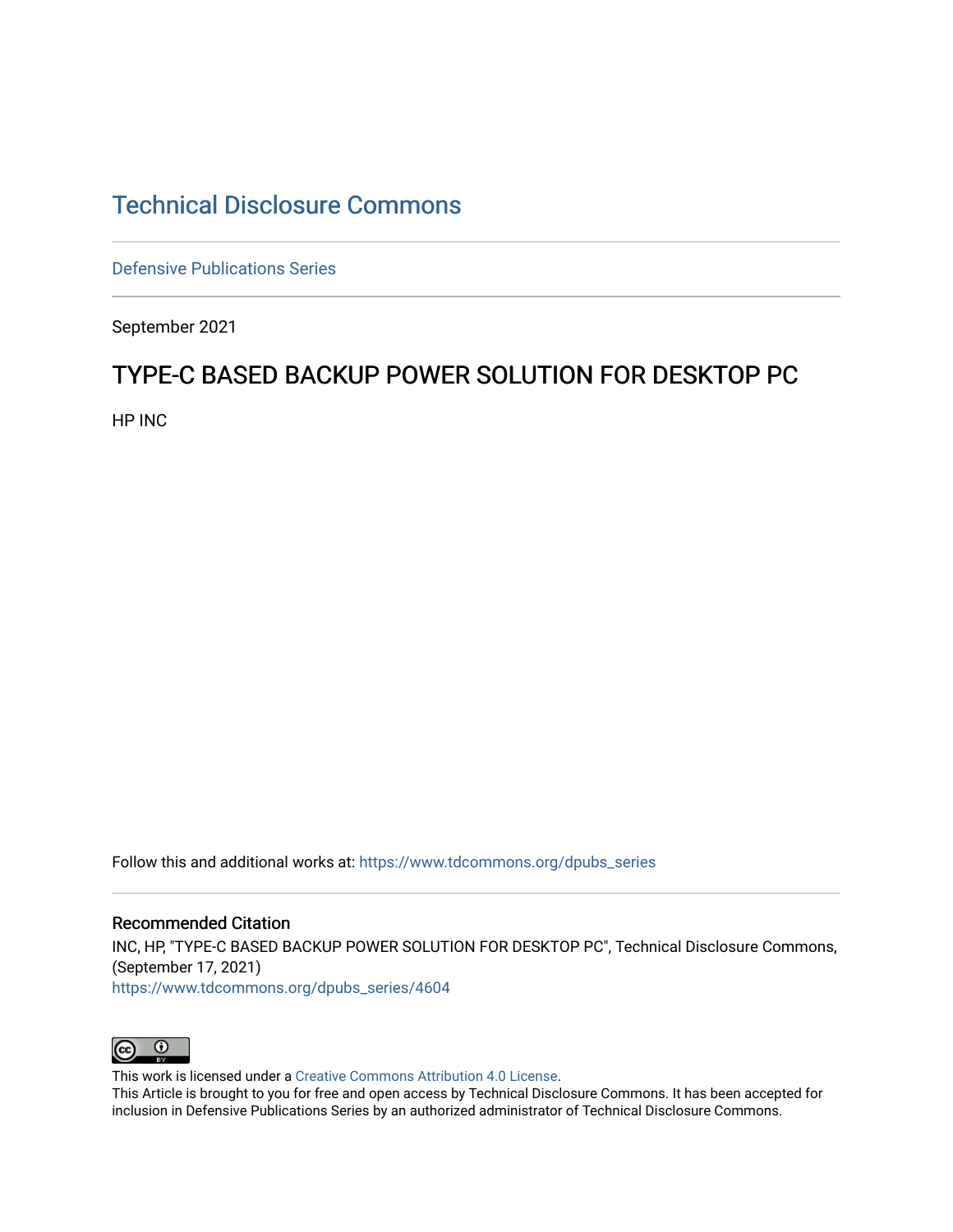# Technical Disclosure Commons

Defensive Publications Series

September 2021

## TYPE-C BASED BACKUP POWER SOLUTION FOR DESKTOP PC

HP INC

Follow this and additional works at: https://www.tdcommons.org/dpubs_series

### Recommended Citation

INC, HP, "TYPE-C BASED BACKUP POWER SOLUTION FOR DESKTOP PC", Technical Disclosure Commons, (September 17, 2021)
https://www.tdcommons.org/dpubs_series/4604

This work is licensed under a Creative Commons Attribution 4.0 License.
This Article is brought to you for free and open access by Technical Disclosure Commons. It has been accepted for inclusion in Defensive Publications Series by an authorized administrator of Technical Disclosure Commons.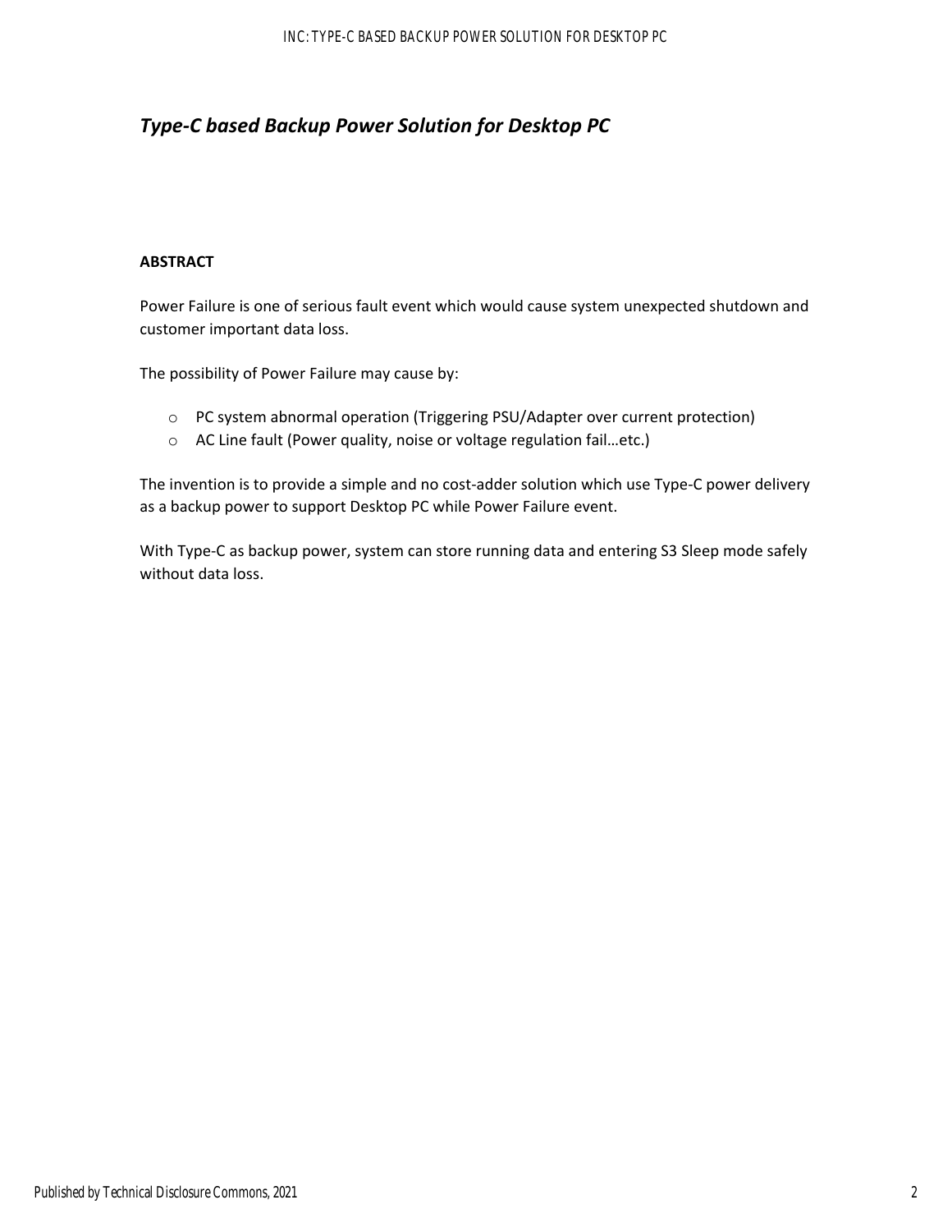# *Type-C based Backup Power Solution for Desktop PC*

**ABSTRACT**

Power Failure is one of serious fault event which would cause system unexpected shutdown and customer important data loss.

The possibility of Power Failure may cause by:

- PC system abnormal operation (Triggering PSU/Adapter over current protection)
- AC Line fault (Power quality, noise or voltage regulation fail…etc.)

The invention is to provide a simple and no cost-adder solution which use Type-C power delivery as a backup power to support Desktop PC while Power Failure event.

With Type-C as backup power, system can store running data and entering S3 Sleep mode safely without data loss.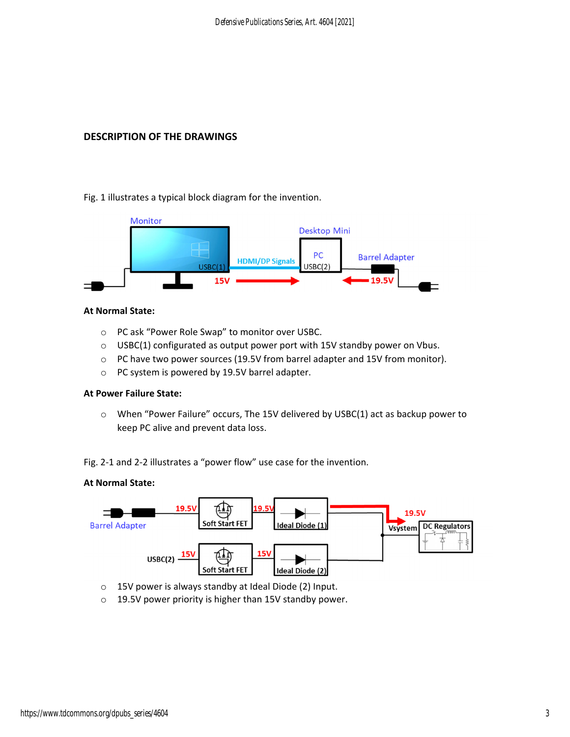## DESCRIPTION OF THE DRAWINGS

Fig. 1 illustrates a typical block diagram for the invention.

**At Normal State:**

- PC ask “Power Role Swap” to monitor over USBC.
- USBC(1) configurated as output power port with 15V standby power on Vbus.
- PC have two power sources (19.5V from barrel adapter and 15V from monitor).
- PC system is powered by 19.5V barrel adapter.

**At Power Failure State:**

- When “Power Failure” occurs, The 15V delivered by USBC(1) act as backup power to keep PC alive and prevent data loss.

Fig. 2-1 and 2-2 illustrates a “power flow” use case for the invention.

**At Normal State:**

- 15V power is always standby at Ideal Diode (2) Input.
- 19.5V power priority is higher than 15V standby power.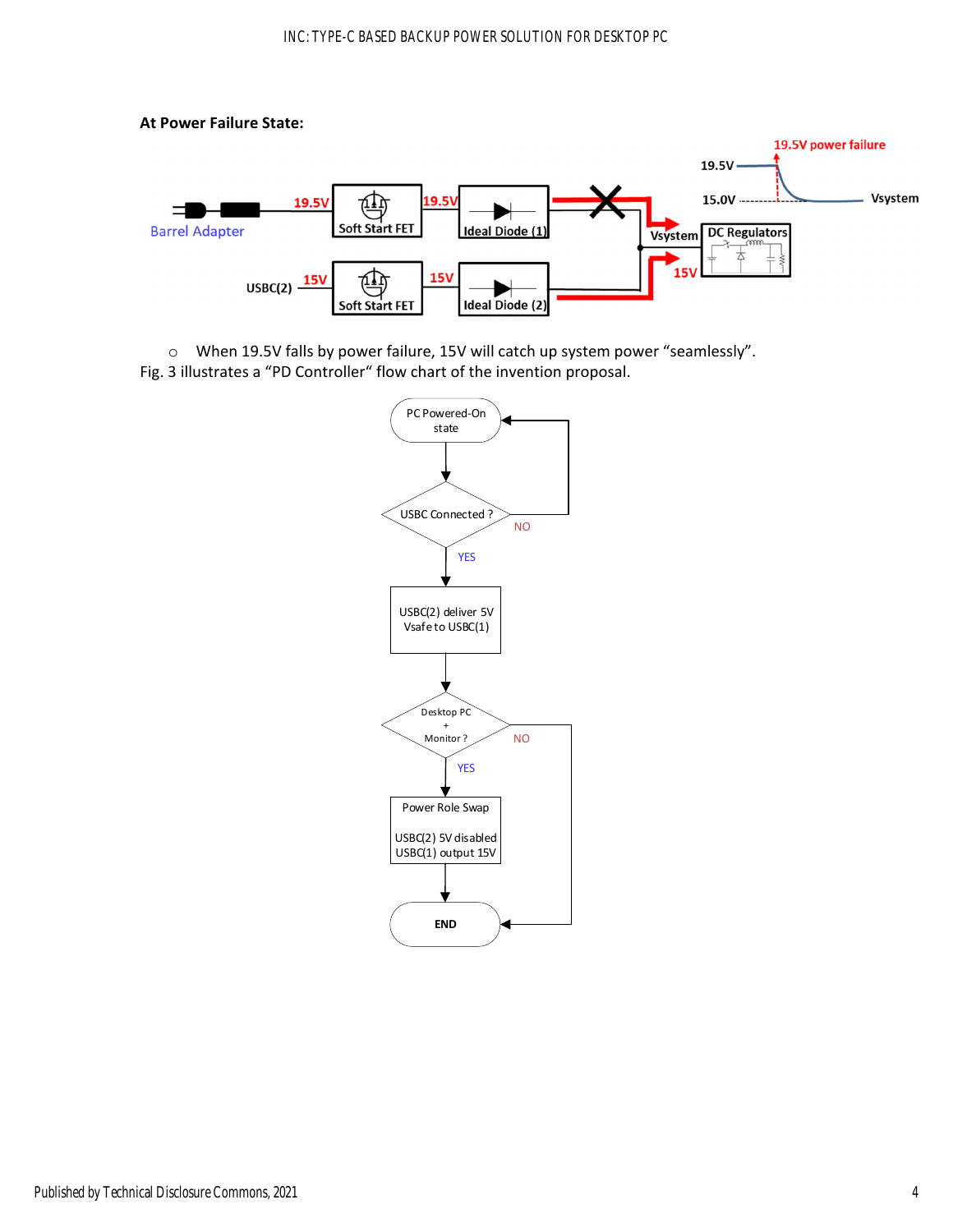**At Power Failure State:**

- When 19.5V falls by power failure, 15V will catch up system power "seamlessly".

Fig. 3 illustrates a "PD Controller" flow chart of the invention proposal.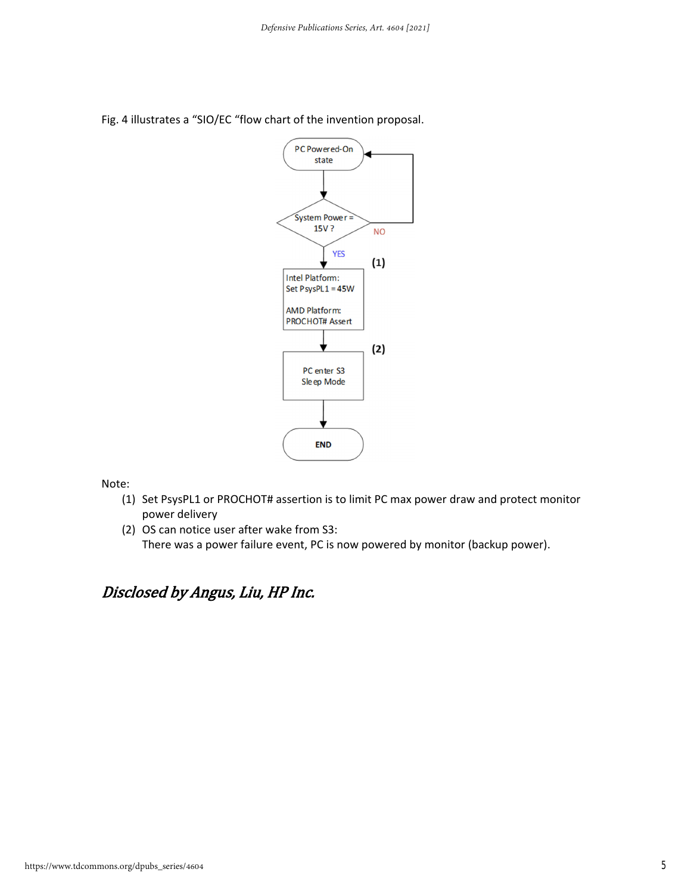Fig. 4 illustrates a "SIO/EC "flow chart of the invention proposal.

PC Powered-On state

System Power = 15V ?

NO

YES

(1)

Intel Platform:
Set PsysPL1 = 45W

AMD Platform:
PROCHOT# Assert

(2)

PC enter S3
Sleep Mode

END

Note:

(1) Set PsysPL1 or PROCHOT# assertion is to limit PC max power draw and protect monitor power delivery
(2) OS can notice user after wake from S3:
There was a power failure event, PC is now powered by monitor (backup power).

## *Disclosed by Angus, Liu, HP Inc.*